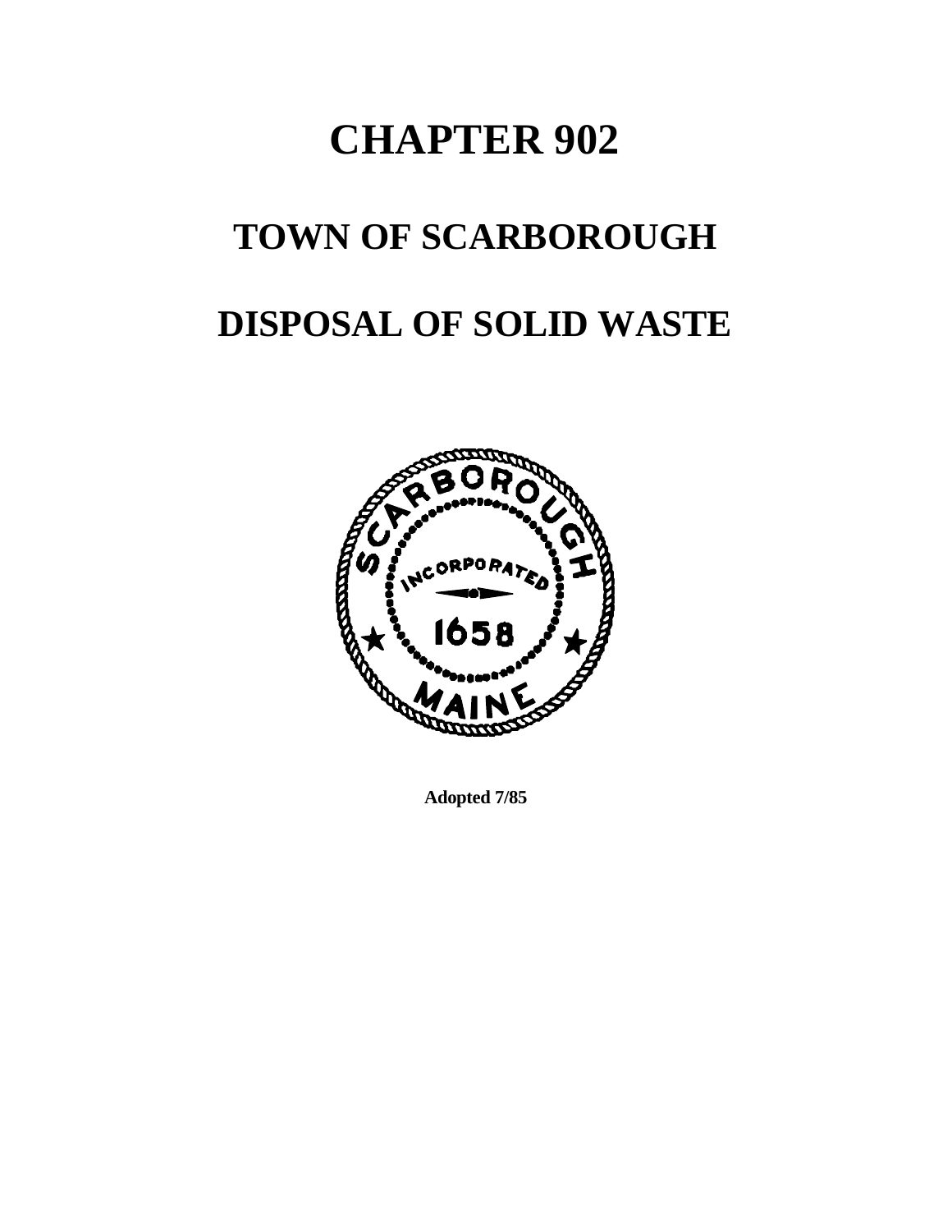# CHAPTER 902

# TOWN OF SCARBOROUGH

# DISPOSAL OF SOLID WASTE

**Adopted 7/85**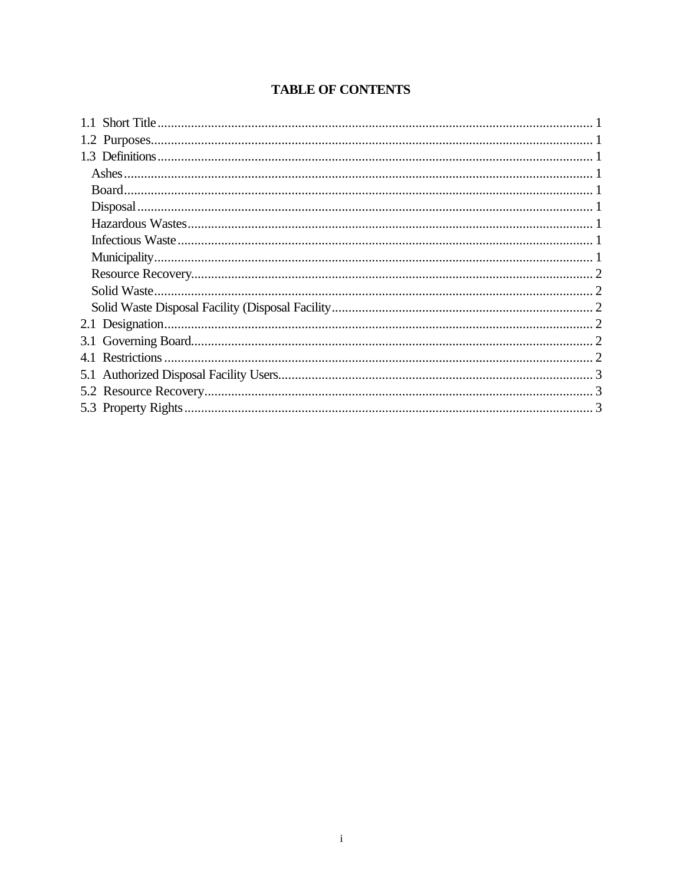# TABLE OF CONTENTS

1.1 Short Title ........ 1
1.2 Purposes ........ 1
1.3 Definitions ........ 1
- Ashes ........ 1
- Board ........ 1
- Disposal ........ 1
- Hazardous Wastes ........ 1
- Infectious Waste ........ 1
- Municipality ........ 1
- Resource Recovery ........ 2
- Solid Waste ........ 2
- Solid Waste Disposal Facility (Disposal Facility ........ 2

2.1 Designation ........ 2
3.1 Governing Board ........ 2
4.1 Restrictions ........ 2
5.1 Authorized Disposal Facility Users ........ 3
5.2 Resource Recovery ........ 3
5.3 Property Rights ........ 3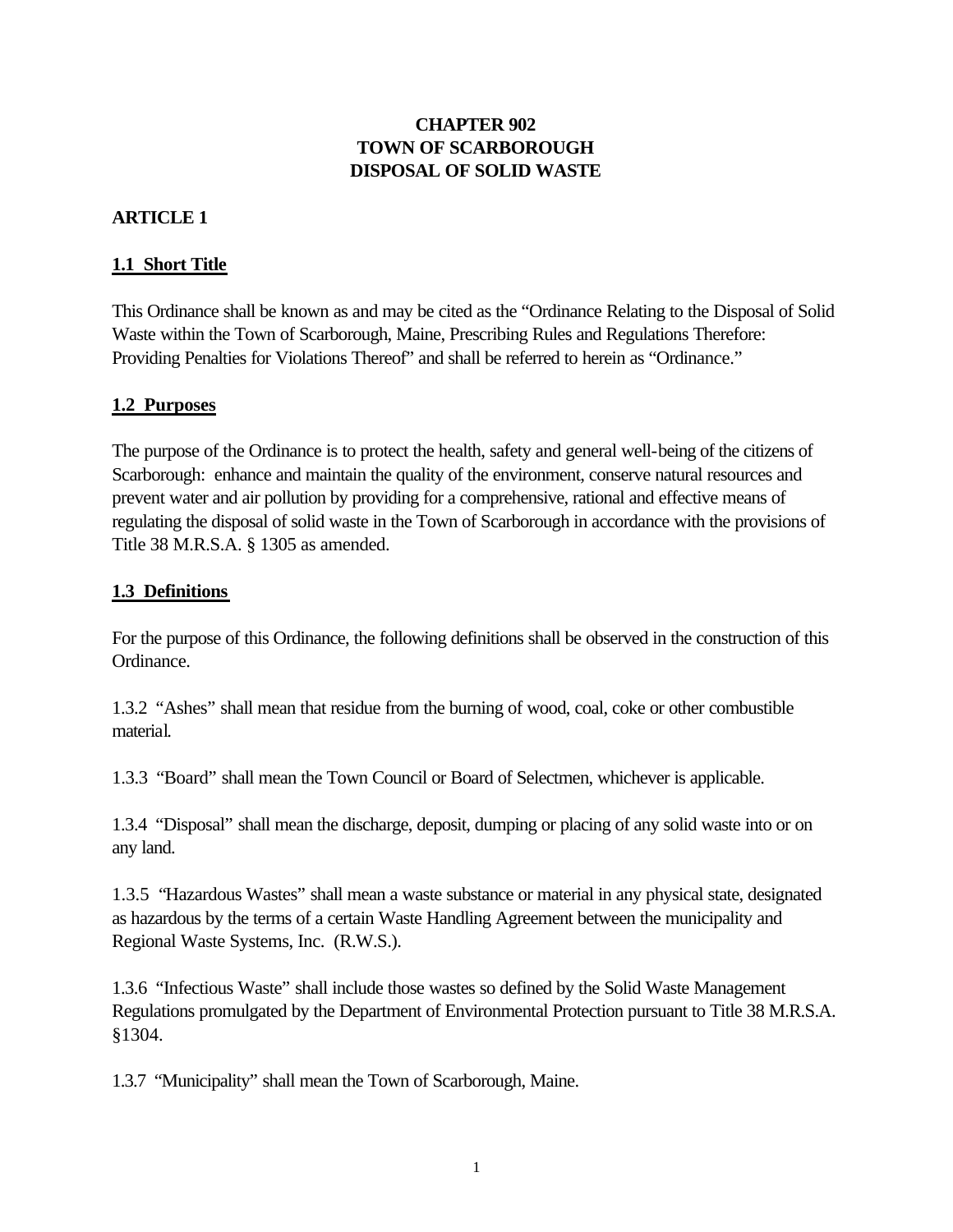# CHAPTER 902
# TOWN OF SCARBOROUGH
# DISPOSAL OF SOLID WASTE

## ARTICLE 1

### 1.1 Short Title

This Ordinance shall be known as and may be cited as the "Ordinance Relating to the Disposal of Solid Waste within the Town of Scarborough, Maine, Prescribing Rules and Regulations Therefore: Providing Penalties for Violations Thereof" and shall be referred to herein as "Ordinance."

### 1.2 Purposes

The purpose of the Ordinance is to protect the health, safety and general well-being of the citizens of Scarborough: enhance and maintain the quality of the environment, conserve natural resources and prevent water and air pollution by providing for a comprehensive, rational and effective means of regulating the disposal of solid waste in the Town of Scarborough in accordance with the provisions of Title 38 M.R.S.A. § 1305 as amended.

### 1.3 Definitions

For the purpose of this Ordinance, the following definitions shall be observed in the construction of this Ordinance.

1.3.2 "Ashes" shall mean that residue from the burning of wood, coal, coke or other combustible material.

1.3.3 "Board" shall mean the Town Council or Board of Selectmen, whichever is applicable.

1.3.4 "Disposal" shall mean the discharge, deposit, dumping or placing of any solid waste into or on any land.

1.3.5 "Hazardous Wastes" shall mean a waste substance or material in any physical state, designated as hazardous by the terms of a certain Waste Handling Agreement between the municipality and Regional Waste Systems, Inc. (R.W.S.).

1.3.6 "Infectious Waste" shall include those wastes so defined by the Solid Waste Management Regulations promulgated by the Department of Environmental Protection pursuant to Title 38 M.R.S.A. §1304.

1.3.7 "Municipality" shall mean the Town of Scarborough, Maine.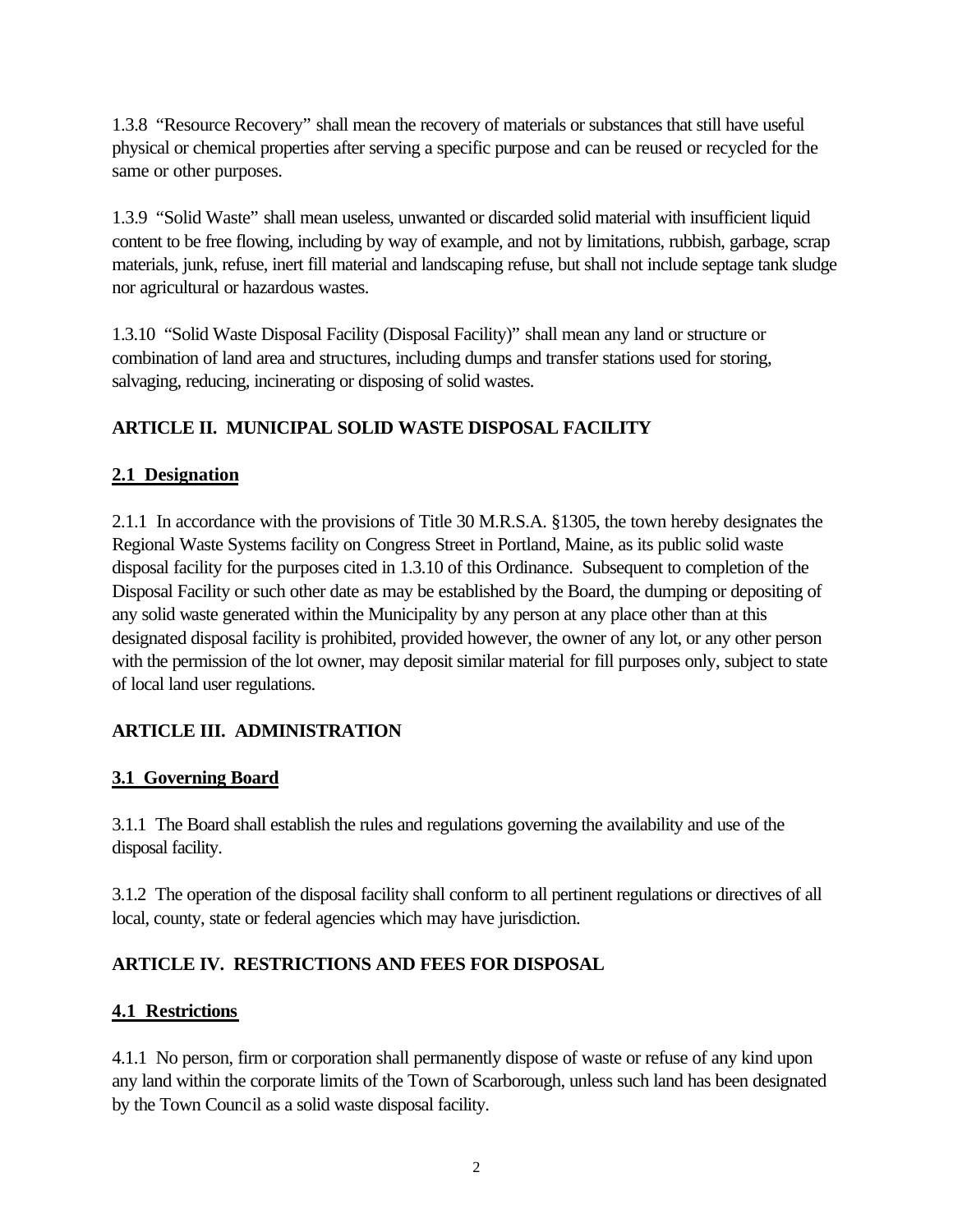1.3.8 "Resource Recovery" shall mean the recovery of materials or substances that still have useful physical or chemical properties after serving a specific purpose and can be reused or recycled for the same or other purposes.

1.3.9 "Solid Waste" shall mean useless, unwanted or discarded solid material with insufficient liquid content to be free flowing, including by way of example, and not by limitations, rubbish, garbage, scrap materials, junk, refuse, inert fill material and landscaping refuse, but shall not include septage tank sludge nor agricultural or hazardous wastes.

1.3.10 "Solid Waste Disposal Facility (Disposal Facility)" shall mean any land or structure or combination of land area and structures, including dumps and transfer stations used for storing, salvaging, reducing, incinerating or disposing of solid wastes.

## ARTICLE II. MUNICIPAL SOLID WASTE DISPOSAL FACILITY

### 2.1 Designation

2.1.1 In accordance with the provisions of Title 30 M.R.S.A. §1305, the town hereby designates the Regional Waste Systems facility on Congress Street in Portland, Maine, as its public solid waste disposal facility for the purposes cited in 1.3.10 of this Ordinance. Subsequent to completion of the Disposal Facility or such other date as may be established by the Board, the dumping or depositing of any solid waste generated within the Municipality by any person at any place other than at this designated disposal facility is prohibited, provided however, the owner of any lot, or any other person with the permission of the lot owner, may deposit similar material for fill purposes only, subject to state of local land user regulations.

## ARTICLE III. ADMINISTRATION

### 3.1 Governing Board

3.1.1 The Board shall establish the rules and regulations governing the availability and use of the disposal facility.

3.1.2 The operation of the disposal facility shall conform to all pertinent regulations or directives of all local, county, state or federal agencies which may have jurisdiction.

## ARTICLE IV. RESTRICTIONS AND FEES FOR DISPOSAL

### 4.1 Restrictions

4.1.1 No person, firm or corporation shall permanently dispose of waste or refuse of any kind upon any land within the corporate limits of the Town of Scarborough, unless such land has been designated by the Town Council as a solid waste disposal facility.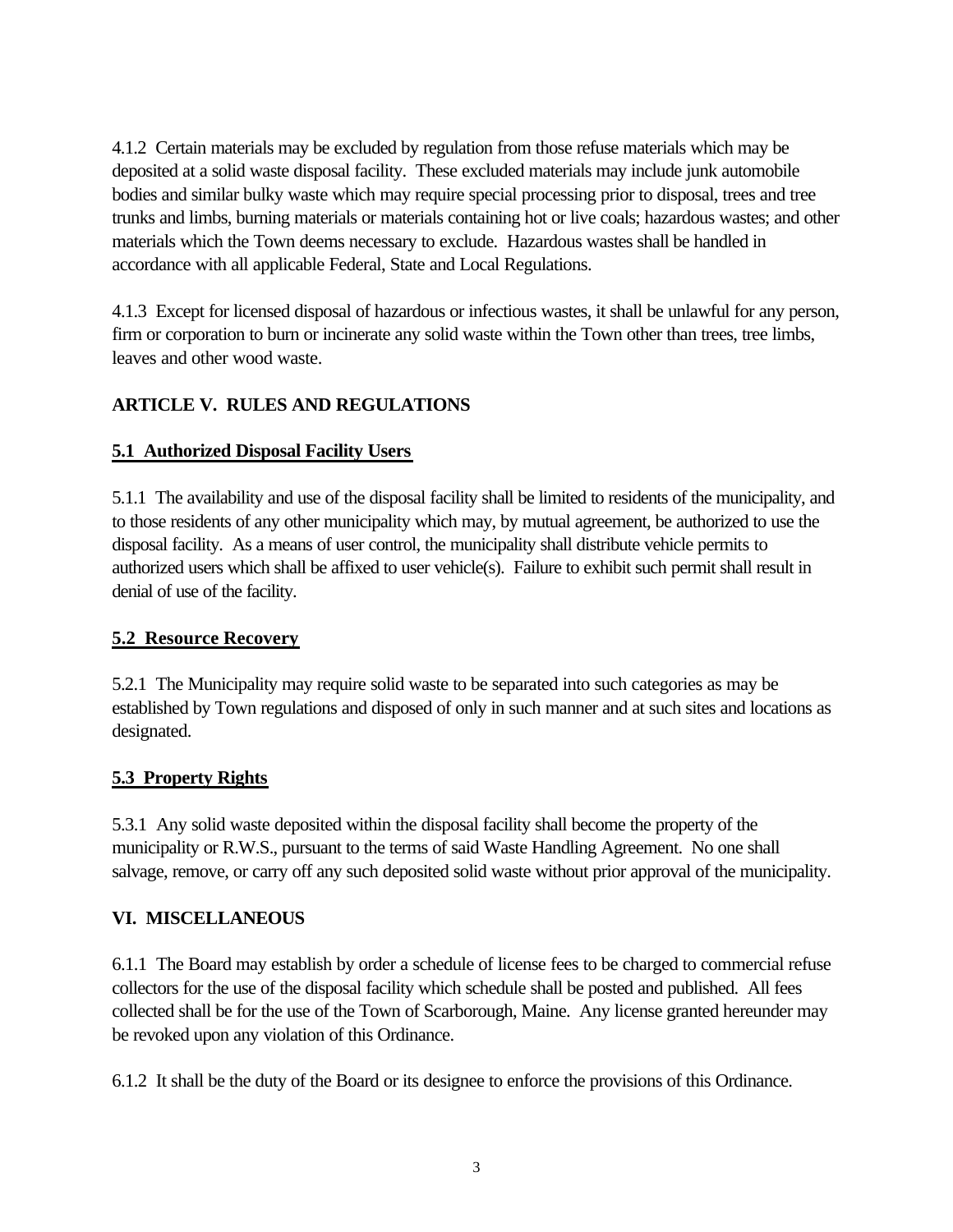4.1.2 Certain materials may be excluded by regulation from those refuse materials which may be deposited at a solid waste disposal facility. These excluded materials may include junk automobile bodies and similar bulky waste which may require special processing prior to disposal, trees and tree trunks and limbs, burning materials or materials containing hot or live coals; hazardous wastes; and other materials which the Town deems necessary to exclude. Hazardous wastes shall be handled in accordance with all applicable Federal, State and Local Regulations.

4.1.3 Except for licensed disposal of hazardous or infectious wastes, it shall be unlawful for any person, firm or corporation to burn or incinerate any solid waste within the Town other than trees, tree limbs, leaves and other wood waste.

## ARTICLE V. RULES AND REGULATIONS

### 5.1 Authorized Disposal Facility Users

5.1.1 The availability and use of the disposal facility shall be limited to residents of the municipality, and to those residents of any other municipality which may, by mutual agreement, be authorized to use the disposal facility. As a means of user control, the municipality shall distribute vehicle permits to authorized users which shall be affixed to user vehicle(s). Failure to exhibit such permit shall result in denial of use of the facility.

### 5.2 Resource Recovery

5.2.1 The Municipality may require solid waste to be separated into such categories as may be established by Town regulations and disposed of only in such manner and at such sites and locations as designated.

### 5.3 Property Rights

5.3.1 Any solid waste deposited within the disposal facility shall become the property of the municipality or R.W.S., pursuant to the terms of said Waste Handling Agreement. No one shall salvage, remove, or carry off any such deposited solid waste without prior approval of the municipality.

## VI. MISCELLANEOUS

6.1.1 The Board may establish by order a schedule of license fees to be charged to commercial refuse collectors for the use of the disposal facility which schedule shall be posted and published. All fees collected shall be for the use of the Town of Scarborough, Maine. Any license granted hereunder may be revoked upon any violation of this Ordinance.

6.1.2 It shall be the duty of the Board or its designee to enforce the provisions of this Ordinance.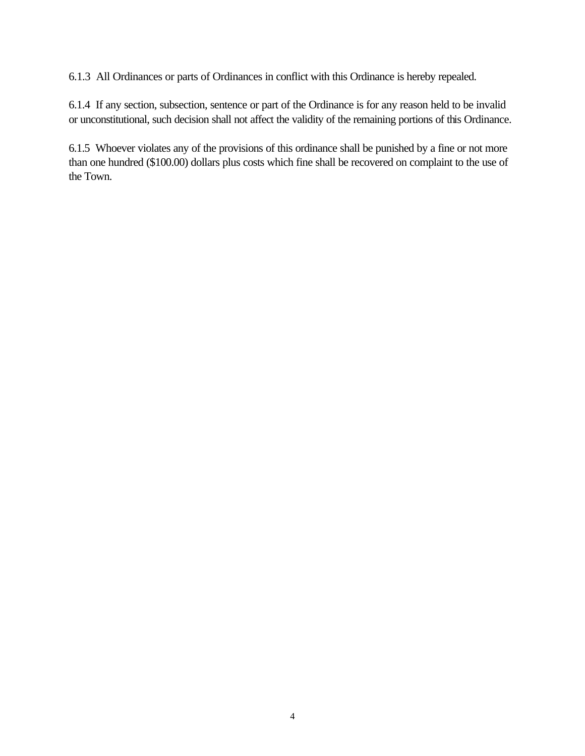6.1.3 All Ordinances or parts of Ordinances in conflict with this Ordinance is hereby repealed.

6.1.4 If any section, subsection, sentence or part of the Ordinance is for any reason held to be invalid or unconstitutional, such decision shall not affect the validity of the remaining portions of this Ordinance.

6.1.5 Whoever violates any of the provisions of this ordinance shall be punished by a fine or not more than one hundred ($100.00) dollars plus costs which fine shall be recovered on complaint to the use of the Town.